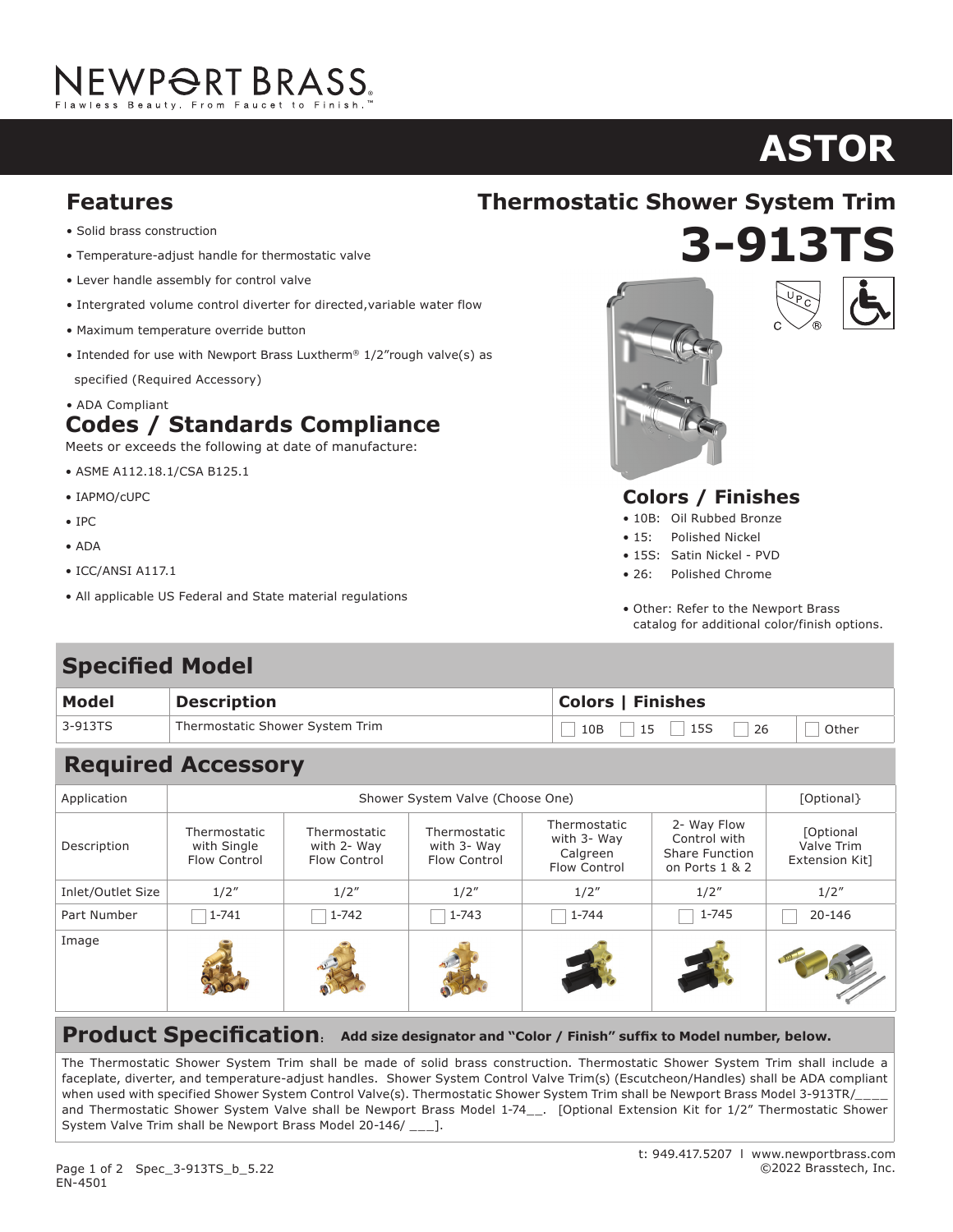# NEWPORT BRASS

Flawless Beauty. From Faucet to Finish.™

# ASTOR

## Features

- Solid brass construction
- Temperature-adjust handle for thermostatic valve
- Lever handle assembly for control valve
- Intergrated volume control diverter for directed,variable water flow
- Maximum temperature override button
- Intended for use with Newport Brass Luxtherm® 1/2"rough valve(s) as specified (Required Accessory)
- ADA Compliant

## Thermostatic Shower System Trim

# 3-913TS

## Codes / Standards Compliance

Meets or exceeds the following at date of manufacture:

- ASME A112.18.1/CSA B125.1
- IAPMO/cUPC
- IPC
- ADA
- ICC/ANSI A117.1
- All applicable US Federal and State material regulations

## Colors / Finishes

- 10B: Oil Rubbed Bronze
- 15: Polished Nickel
- 15S: Satin Nickel - PVD
- 26: Polished Chrome
- Other: Refer to the Newport Brass catalog for additional color/finish options.

## Specified Model

| Model | Description | Colors \| Finishes | |
|---|---|---|---|
| 3-913TS | Thermostatic Shower System Trim | ☐ 10B ☐ 15 ☐ 15S ☐ 26 | ☐ Other |

## Required Accessory

| Application | Shower System Valve (Choose One) | | | | | [Optional} |
|---|---|---|---|---|---|---|
| Description | Thermostatic with Single Flow Control | Thermostatic with 2- Way Flow Control | Thermostatic with 3- Way Flow Control | Thermostatic with 3- Way Calgreen Flow Control | 2- Way Flow Control with Share Function on Ports 1 & 2 | [Optional Valve Trim Extension Kit] |
| Inlet/Outlet Size | 1/2" | 1/2" | 1/2" | 1/2" | 1/2" | 1/2" |
| Part Number | ☐ 1-741 | ☐ 1-742 | ☐ 1-743 | ☐ 1-744 | ☐ 1-745 | ☐ 20-146 |
| Image | | | | | | |

## Product Specification: Add size designator and "Color / Finish" suffix to Model number, below.

The Thermostatic Shower System Trim shall be made of solid brass construction. Thermostatic Shower System Trim shall include a faceplate, diverter, and temperature-adjust handles. Shower System Control Valve Trim(s) (Escutcheon/Handles) shall be ADA compliant when used with specified Shower System Control Valve(s). Thermostatic Shower System Trim shall be Newport Brass Model 3-913TR/____ and Thermostatic Shower System Valve shall be Newport Brass Model 1-74__. [Optional Extension Kit for 1/2" Thermostatic Shower System Valve Trim shall be Newport Brass Model 20-146/ ___].

t: 949.417.5207 l www.newportbrass.com
©2022 Brasstech, Inc.

Spec_3-913TS_b_5.22
EN-4501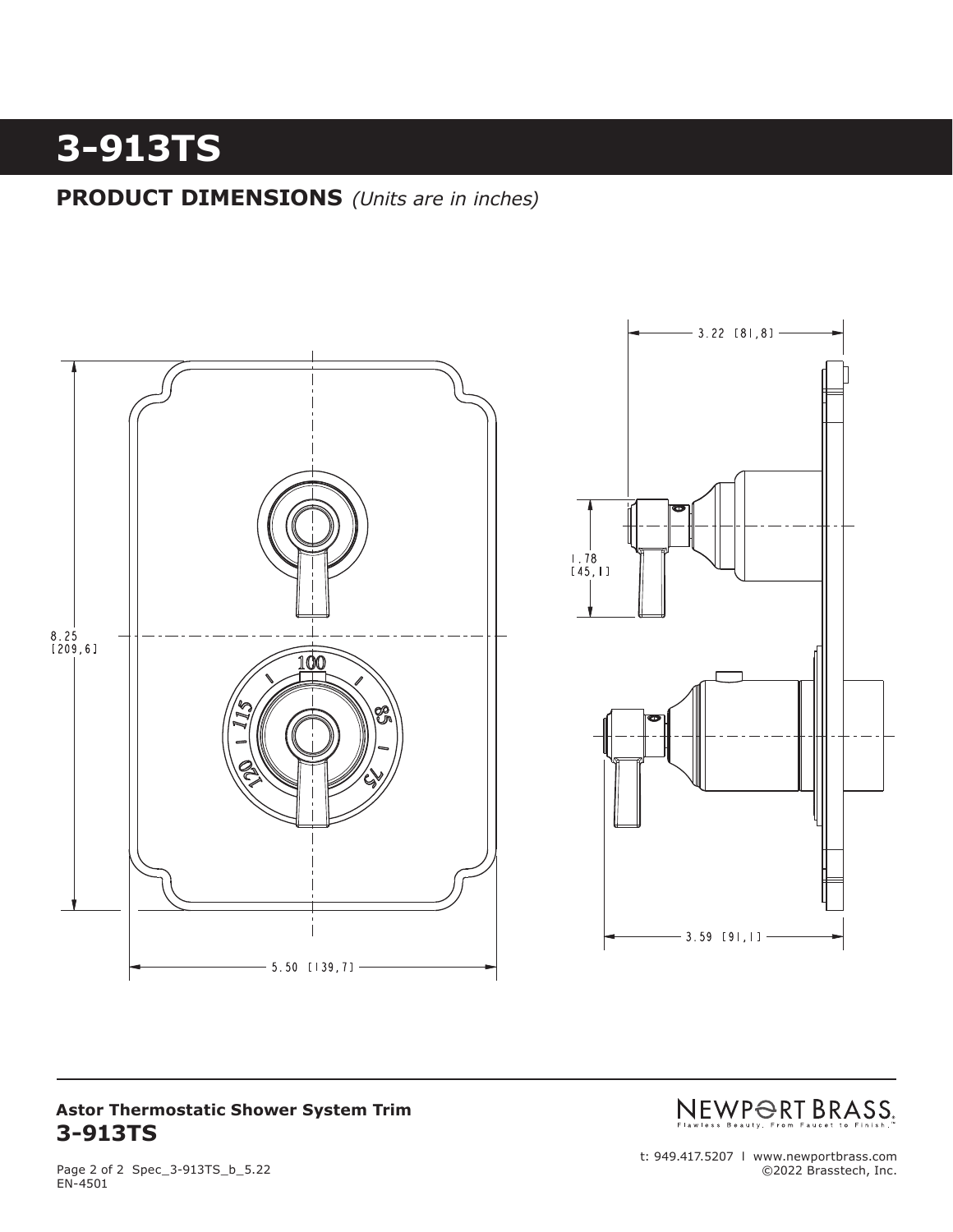# 3-913TS

## PRODUCT DIMENSIONS *(Units are in inches)*

3.22 [81,8]

1.78
[45,1]

8.25
[209,6]

100
85
75
115
120

3.59 [91,1]

5.50 [139,7]

**Astor Thermostatic Shower System Trim**
**3-913TS**

NEWPORT BRASS.
Flawless Beauty. From Faucet to Finish.™

Spec_3-913TS_b_5.22
EN-4501

t: 949.417.5207 l www.newportbrass.com
©2022 Brasstech, Inc.